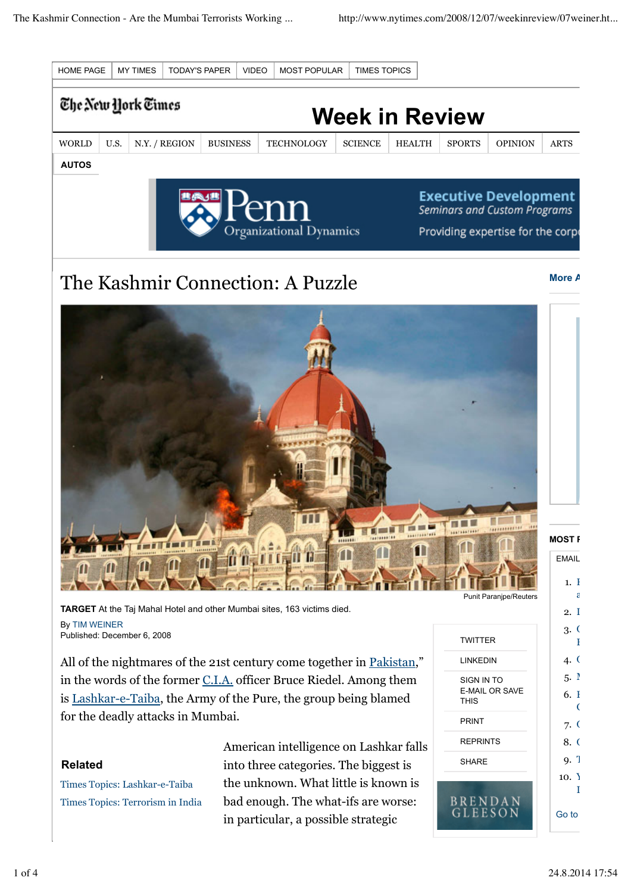# The Kashmir Connection: A Puzzle

Punit Paranjpe/Reuters

**TARGET** At the Taj Mahal Hotel and other Mumbai sites, 163 victims died.

By TIM WEINER
Published: December 6, 2008

All of the nightmares of the 21st century come together in Pakistan," in the words of the former C.I.A. officer Bruce Riedel. Among them is Lashkar-e-Taiba, the Army of the Pure, the group being blamed for the deadly attacks in Mumbai.

American intelligence on Lashkar falls into three categories. The biggest is the unknown. What little is known is bad enough. The what-ifs are worse: in particular, a possible strategic

**Related**

Times Topics: Lashkar-e-Taiba
Times Topics: Terrorism in India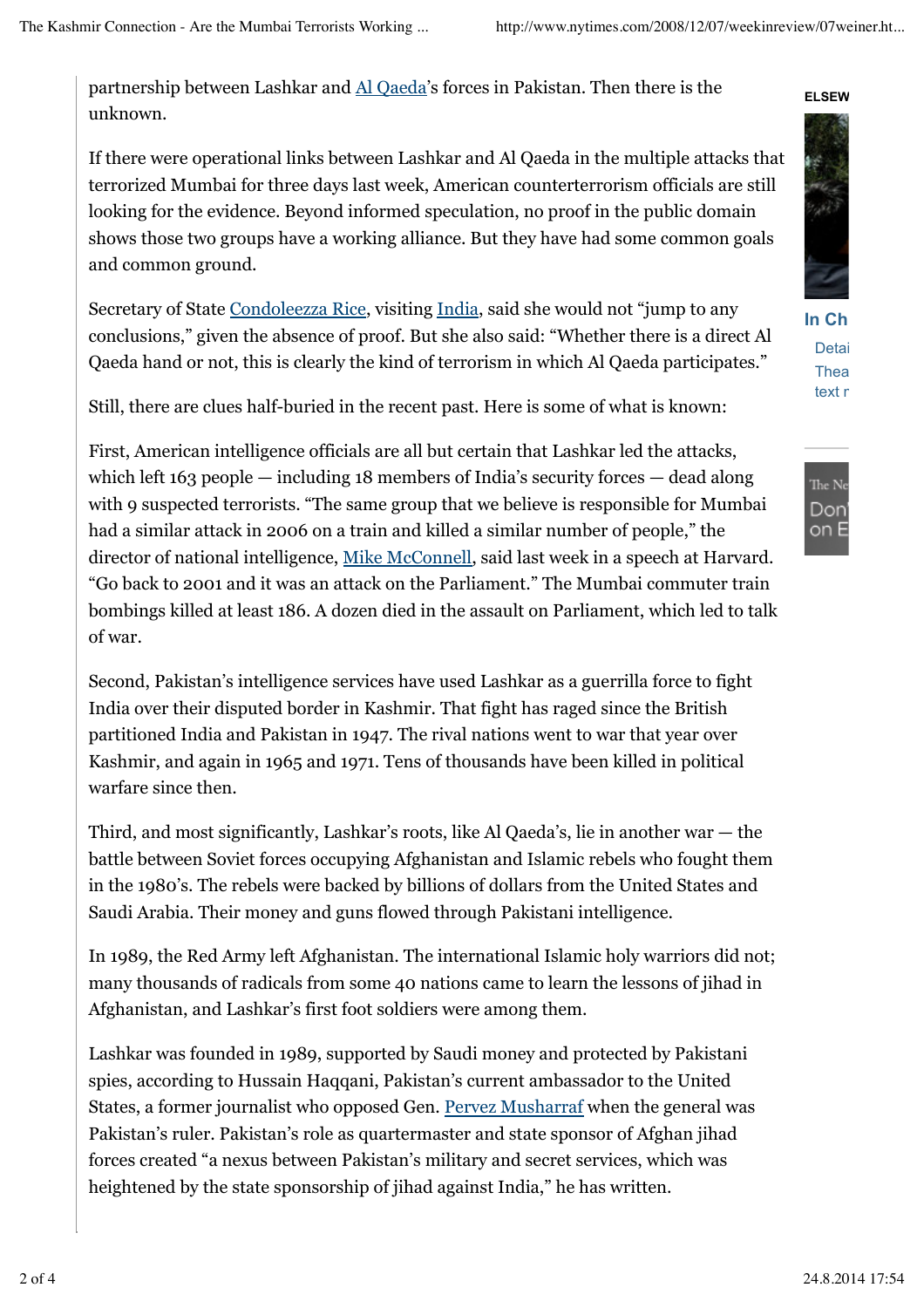partnership between Lashkar and Al Qaeda's forces in Pakistan. Then there is the unknown.

If there were operational links between Lashkar and Al Qaeda in the multiple attacks that terrorized Mumbai for three days last week, American counterterrorism officials are still looking for the evidence. Beyond informed speculation, no proof in the public domain shows those two groups have a working alliance. But they have had some common goals and common ground.

Secretary of State Condoleezza Rice, visiting India, said she would not "jump to any conclusions," given the absence of proof. But she also said: "Whether there is a direct Al Qaeda hand or not, this is clearly the kind of terrorism in which Al Qaeda participates."

Still, there are clues half-buried in the recent past. Here is some of what is known:

First, American intelligence officials are all but certain that Lashkar led the attacks, which left 163 people — including 18 members of India's security forces — dead along with 9 suspected terrorists. "The same group that we believe is responsible for Mumbai had a similar attack in 2006 on a train and killed a similar number of people," the director of national intelligence, Mike McConnell, said last week in a speech at Harvard. "Go back to 2001 and it was an attack on the Parliament." The Mumbai commuter train bombings killed at least 186. A dozen died in the assault on Parliament, which led to talk of war.

Second, Pakistan's intelligence services have used Lashkar as a guerrilla force to fight India over their disputed border in Kashmir. That fight has raged since the British partitioned India and Pakistan in 1947. The rival nations went to war that year over Kashmir, and again in 1965 and 1971. Tens of thousands have been killed in political warfare since then.

Third, and most significantly, Lashkar's roots, like Al Qaeda's, lie in another war — the battle between Soviet forces occupying Afghanistan and Islamic rebels who fought them in the 1980's. The rebels were backed by billions of dollars from the United States and Saudi Arabia. Their money and guns flowed through Pakistani intelligence.

In 1989, the Red Army left Afghanistan. The international Islamic holy warriors did not; many thousands of radicals from some 40 nations came to learn the lessons of jihad in Afghanistan, and Lashkar's first foot soldiers were among them.

Lashkar was founded in 1989, supported by Saudi money and protected by Pakistani spies, according to Hussain Haqqani, Pakistan's current ambassador to the United States, a former journalist who opposed Gen. Pervez Musharraf when the general was Pakistan's ruler. Pakistan's role as quartermaster and state sponsor of Afghan jihad forces created "a nexus between Pakistan's military and secret services, which was heightened by the state sponsorship of jihad against India," he has written.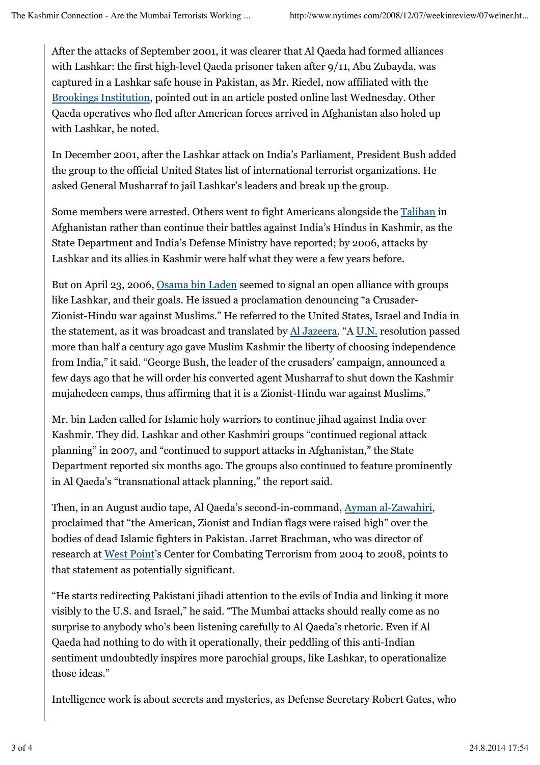After the attacks of September 2001, it was clearer that Al Qaeda had formed alliances with Lashkar: the first high-level Qaeda prisoner taken after 9/11, Abu Zubayda, was captured in a Lashkar safe house in Pakistan, as Mr. Riedel, now affiliated with the Brookings Institution, pointed out in an article posted online last Wednesday. Other Qaeda operatives who fled after American forces arrived in Afghanistan also holed up with Lashkar, he noted.

In December 2001, after the Lashkar attack on India's Parliament, President Bush added the group to the official United States list of international terrorist organizations. He asked General Musharraf to jail Lashkar's leaders and break up the group.

Some members were arrested. Others went to fight Americans alongside the Taliban in Afghanistan rather than continue their battles against India's Hindus in Kashmir, as the State Department and India's Defense Ministry have reported; by 2006, attacks by Lashkar and its allies in Kashmir were half what they were a few years before.

But on April 23, 2006, Osama bin Laden seemed to signal an open alliance with groups like Lashkar, and their goals. He issued a proclamation denouncing "a Crusader-Zionist-Hindu war against Muslims." He referred to the United States, Israel and India in the statement, as it was broadcast and translated by Al Jazeera. "A U.N. resolution passed more than half a century ago gave Muslim Kashmir the liberty of choosing independence from India," it said. "George Bush, the leader of the crusaders' campaign, announced a few days ago that he will order his converted agent Musharraf to shut down the Kashmir mujahedeen camps, thus affirming that it is a Zionist-Hindu war against Muslims."

Mr. bin Laden called for Islamic holy warriors to continue jihad against India over Kashmir. They did. Lashkar and other Kashmiri groups "continued regional attack planning" in 2007, and "continued to support attacks in Afghanistan," the State Department reported six months ago. The groups also continued to feature prominently in Al Qaeda's "transnational attack planning," the report said.

Then, in an August audio tape, Al Qaeda's second-in-command, Ayman al-Zawahiri, proclaimed that "the American, Zionist and Indian flags were raised high" over the bodies of dead Islamic fighters in Pakistan. Jarret Brachman, who was director of research at West Point's Center for Combating Terrorism from 2004 to 2008, points to that statement as potentially significant.

"He starts redirecting Pakistani jihadi attention to the evils of India and linking it more visibly to the U.S. and Israel," he said. "The Mumbai attacks should really come as no surprise to anybody who's been listening carefully to Al Qaeda's rhetoric. Even if Al Qaeda had nothing to do with it operationally, their peddling of this anti-Indian sentiment undoubtedly inspires more parochial groups, like Lashkar, to operationalize those ideas."

Intelligence work is about secrets and mysteries, as Defense Secretary Robert Gates, who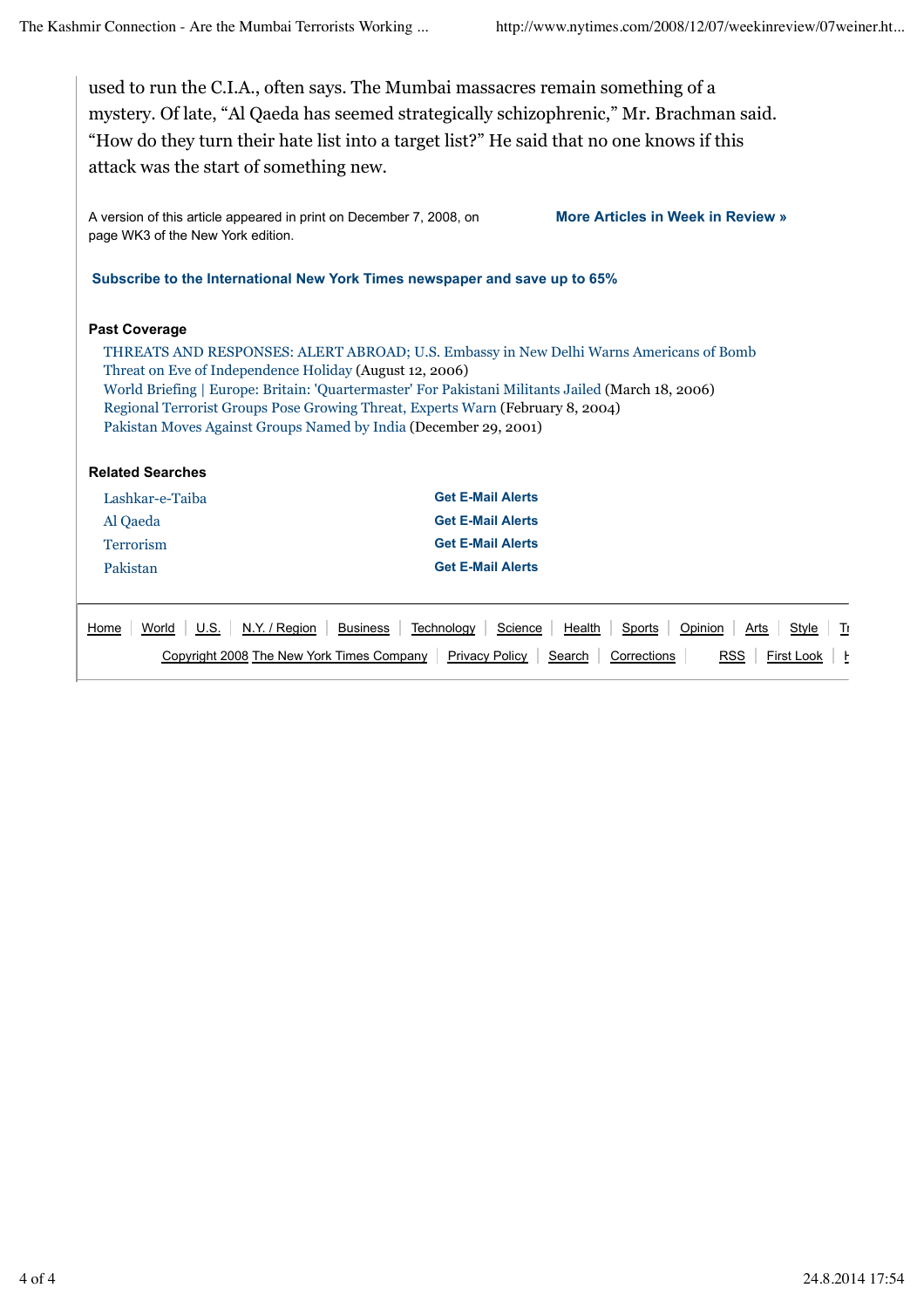used to run the C.I.A., often says. The Mumbai massacres remain something of a mystery. Of late, “Al Qaeda has seemed strategically schizophrenic,” Mr. Brachman said. “How do they turn their hate list into a target list?” He said that no one knows if this attack was the start of something new.

A version of this article appeared in print on December 7, 2008, on page WK3 of the New York edition.

**More Articles in Week in Review »**

**Subscribe to the International New York Times newspaper and save up to 65%**

**Past Coverage**

THREATS AND RESPONSES: ALERT ABROAD; U.S. Embassy in New Delhi Warns Americans of Bomb Threat on Eve of Independence Holiday (August 12, 2006)
World Briefing | Europe: Britain: 'Quartermaster' For Pakistani Militants Jailed (March 18, 2006)
Regional Terrorist Groups Pose Growing Threat, Experts Warn (February 8, 2004)
Pakistan Moves Against Groups Named by India (December 29, 2001)

**Related Searches**

| | |
|---|---|
| Lashkar-e-Taiba | **Get E-Mail Alerts** |
| Al Qaeda | **Get E-Mail Alerts** |
| Terrorism | **Get E-Mail Alerts** |
| Pakistan | **Get E-Mail Alerts** |

Home | World | U.S. | N.Y. / Region | Business | Technology | Science | Health | Sports | Opinion | Arts | Style | Tr

Copyright 2008 The New York Times Company | Privacy Policy | Search | Corrections | RSS | First Look | H